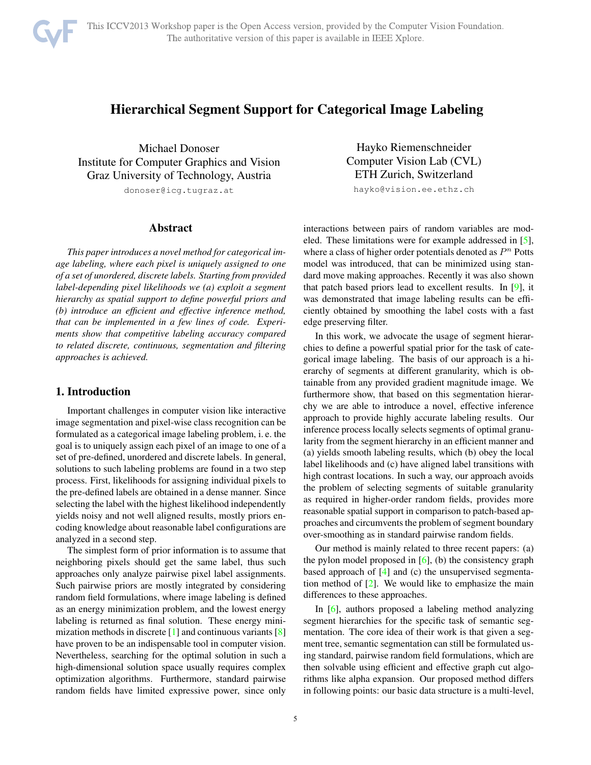# Hierarchical Segment Support for Categorical Image Labeling

Michael Donoser
Institute for Computer Graphics and Vision
Graz University of Technology, Austria
donoser@icg.tugraz.at

Hayko Riemenschneider
Computer Vision Lab (CVL)
ETH Zurich, Switzerland
hayko@vision.ee.ethz.ch

## Abstract

*This paper introduces a novel method for categorical image labeling, where each pixel is uniquely assigned to one of a set of unordered, discrete labels. Starting from provided label-depending pixel likelihoods we (a) exploit a segment hierarchy as spatial support to define powerful priors and (b) introduce an efficient and effective inference method, that can be implemented in a few lines of code. Experiments show that competitive labeling accuracy compared to related discrete, continuous, segmentation and filtering approaches is achieved.*

## 1. Introduction

Important challenges in computer vision like interactive image segmentation and pixel-wise class recognition can be formulated as a categorical image labeling problem, i. e. the goal is to uniquely assign each pixel of an image to one of a set of pre-defined, unordered and discrete labels. In general, solutions to such labeling problems are found in a two step process. First, likelihoods for assigning individual pixels to the pre-defined labels are obtained in a dense manner. Since selecting the label with the highest likelihood independently yields noisy and not well aligned results, mostly priors encoding knowledge about reasonable label configurations are analyzed in a second step.

The simplest form of prior information is to assume that neighboring pixels should get the same label, thus such approaches only analyze pairwise pixel label assignments. Such pairwise priors are mostly integrated by considering random field formulations, where image labeling is defined as an energy minimization problem, and the lowest energy labeling is returned as final solution. These energy minimization methods in discrete [1] and continuous variants [8] have proven to be an indispensable tool in computer vision. Nevertheless, searching for the optimal solution in such a high-dimensional solution space usually requires complex optimization algorithms. Furthermore, standard pairwise random fields have limited expressive power, since only interactions between pairs of random variables are modeled. These limitations were for example addressed in [5], where a class of higher order potentials denoted as $P^n$ Potts model was introduced, that can be minimized using standard move making approaches. Recently it was also shown that patch based priors lead to excellent results. In [9], it was demonstrated that image labeling results can be efficiently obtained by smoothing the label costs with a fast edge preserving filter.

In this work, we advocate the usage of segment hierarchies to define a powerful spatial prior for the task of categorical image labeling. The basis of our approach is a hierarchy of segments at different granularity, which is obtainable from any provided gradient magnitude image. We furthermore show, that based on this segmentation hierarchy we are able to introduce a novel, effective inference approach to provide highly accurate labeling results. Our inference process locally selects segments of optimal granularity from the segment hierarchy in an efficient manner and (a) yields smooth labeling results, which (b) obey the local label likelihoods and (c) have aligned label transitions with high contrast locations. In such a way, our approach avoids the problem of selecting segments of suitable granularity as required in higher-order random fields, provides more reasonable spatial support in comparison to patch-based approaches and circumvents the problem of segment boundary over-smoothing as in standard pairwise random fields.

Our method is mainly related to three recent papers: (a) the pylon model proposed in [6], (b) the consistency graph based approach of [4] and (c) the unsupervised segmentation method of [2]. We would like to emphasize the main differences to these approaches.

In [6], authors proposed a labeling method analyzing segment hierarchies for the specific task of semantic segmentation. The core idea of their work is that given a segment tree, semantic segmentation can still be formulated using standard, pairwise random field formulations, which are then solvable using efficient and effective graph cut algorithms like alpha expansion. Our proposed method differs in following points: our basic data structure is a multi-level,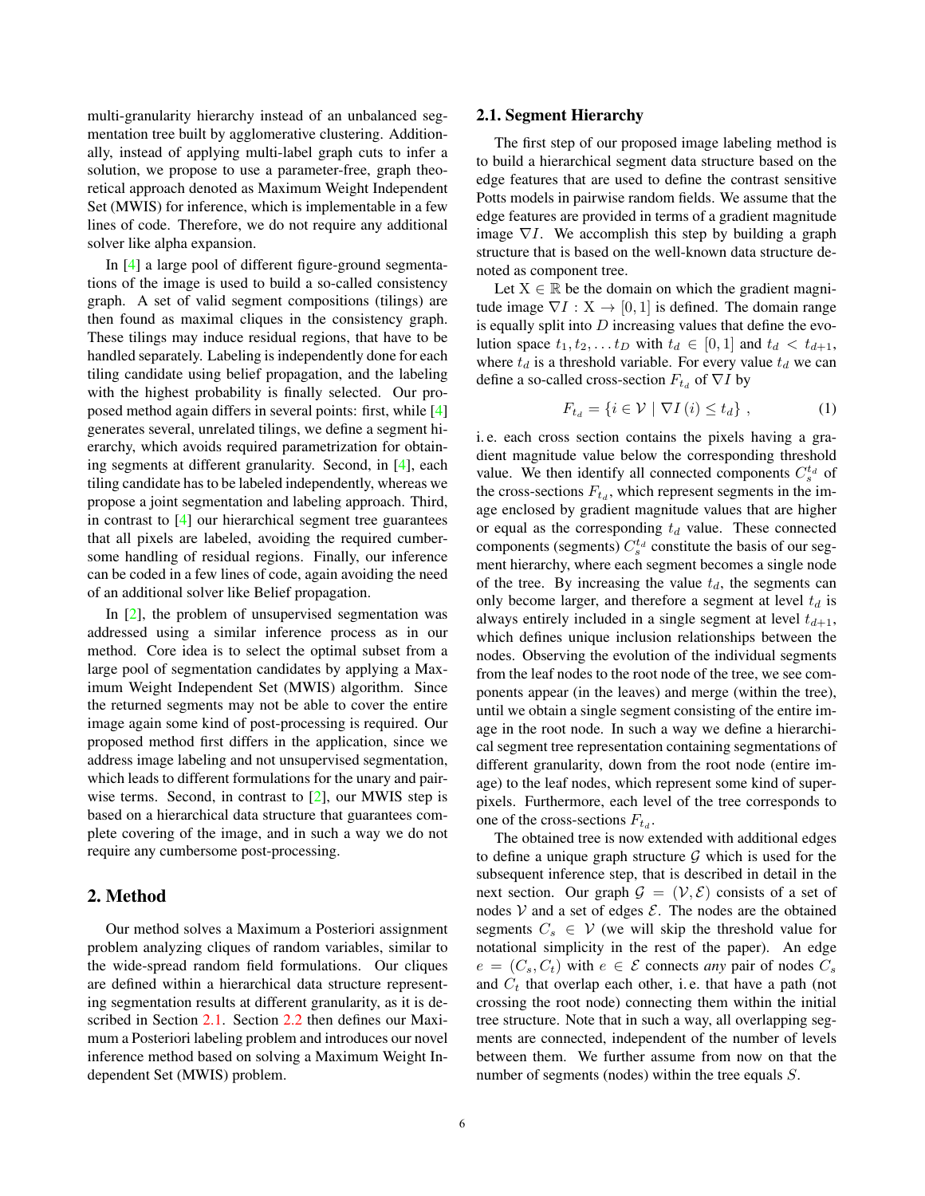multi-granularity hierarchy instead of an unbalanced segmentation tree built by agglomerative clustering. Additionally, instead of applying multi-label graph cuts to infer a solution, we propose to use a parameter-free, graph theoretical approach denoted as Maximum Weight Independent Set (MWIS) for inference, which is implementable in a few lines of code. Therefore, we do not require any additional solver like alpha expansion.

In [4] a large pool of different figure-ground segmentations of the image is used to build a so-called consistency graph. A set of valid segment compositions (tilings) are then found as maximal cliques in the consistency graph. These tilings may induce residual regions, that have to be handled separately. Labeling is independently done for each tiling candidate using belief propagation, and the labeling with the highest probability is finally selected. Our proposed method again differs in several points: first, while [4] generates several, unrelated tilings, we define a segment hierarchy, which avoids required parametrization for obtaining segments at different granularity. Second, in [4], each tiling candidate has to be labeled independently, whereas we propose a joint segmentation and labeling approach. Third, in contrast to [4] our hierarchical segment tree guarantees that all pixels are labeled, avoiding the required cumbersome handling of residual regions. Finally, our inference can be coded in a few lines of code, again avoiding the need of an additional solver like Belief propagation.

In [2], the problem of unsupervised segmentation was addressed using a similar inference process as in our method. Core idea is to select the optimal subset from a large pool of segmentation candidates by applying a Maximum Weight Independent Set (MWIS) algorithm. Since the returned segments may not be able to cover the entire image again some kind of post-processing is required. Our proposed method first differs in the application, since we address image labeling and not unsupervised segmentation, which leads to different formulations for the unary and pairwise terms. Second, in contrast to [2], our MWIS step is based on a hierarchical data structure that guarantees complete covering of the image, and in such a way we do not require any cumbersome post-processing.

## 2. Method

Our method solves a Maximum a Posteriori assignment problem analyzing cliques of random variables, similar to the wide-spread random field formulations. Our cliques are defined within a hierarchical data structure representing segmentation results at different granularity, as it is described in Section 2.1. Section 2.2 then defines our Maximum a Posteriori labeling problem and introduces our novel inference method based on solving a Maximum Weight Independent Set (MWIS) problem.

### 2.1. Segment Hierarchy

The first step of our proposed image labeling method is to build a hierarchical segment data structure based on the edge features that are used to define the contrast sensitive Potts models in pairwise random fields. We assume that the edge features are provided in terms of a gradient magnitude image $\nabla I$. We accomplish this step by building a graph structure that is based on the well-known data structure denoted as component tree.

Let $\mathrm{X} \in \mathbb{R}$ be the domain on which the gradient magnitude image $\nabla I : \mathrm{X} \rightarrow [0, 1]$ is defined. The domain range is equally split into $D$ increasing values that define the evolution space $t_1, t_2, \ldots t_D$ with $t_d \in [0, 1]$ and $t_d < t_{d+1}$, where $t_d$ is a threshold variable. For every value $t_d$ we can define a so-called cross-section $F_{t_d}$ of $\nabla I$ by

$$F_{t_d} = \{ i \in \mathcal{V} \mid \nabla I\left(i\right) \leq t_d \} \ , \tag{1}$$

i. e. each cross section contains the pixels having a gradient magnitude value below the corresponding threshold value. We then identify all connected components $C_s^{t_d}$ of the cross-sections $F_{t_d}$, which represent segments in the image enclosed by gradient magnitude values that are higher or equal as the corresponding $t_d$ value. These connected components (segments) $C_s^{t_d}$ constitute the basis of our segment hierarchy, where each segment becomes a single node of the tree. By increasing the value $t_d$, the segments can only become larger, and therefore a segment at level $t_d$ is always entirely included in a single segment at level $t_{d+1}$, which defines unique inclusion relationships between the nodes. Observing the evolution of the individual segments from the leaf nodes to the root node of the tree, we see components appear (in the leaves) and merge (within the tree), until we obtain a single segment consisting of the entire image in the root node. In such a way we define a hierarchical segment tree representation containing segmentations of different granularity, down from the root node (entire image) to the leaf nodes, which represent some kind of superpixels. Furthermore, each level of the tree corresponds to one of the cross-sections $F_{t_d}$.

The obtained tree is now extended with additional edges to define a unique graph structure $\mathcal{G}$ which is used for the subsequent inference step, that is described in detail in the next section. Our graph $\mathcal{G} = (\mathcal{V}, \mathcal{E})$ consists of a set of nodes $\mathcal{V}$ and a set of edges $\mathcal{E}$. The nodes are the obtained segments $C_s \in \mathcal{V}$ (we will skip the threshold value for notational simplicity in the rest of the paper). An edge $e = (C_s, C_t)$ with $e \in \mathcal{E}$ connects *any* pair of nodes $C_s$ and $C_t$ that overlap each other, i. e. that have a path (not crossing the root node) connecting them within the initial tree structure. Note that in such a way, all overlapping segments are connected, independent of the number of levels between them. We further assume from now on that the number of segments (nodes) within the tree equals $S$.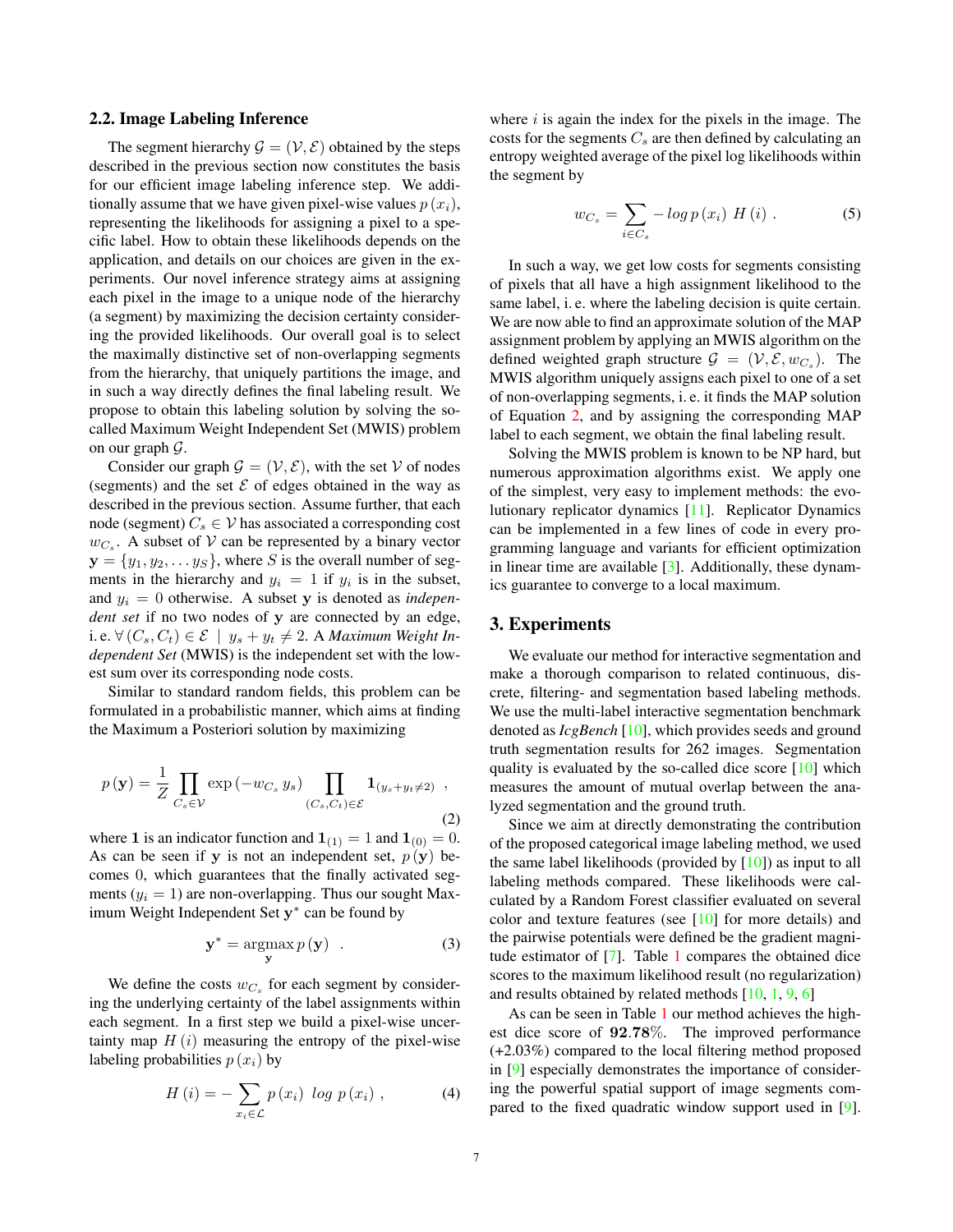### 2.2. Image Labeling Inference

The segment hierarchy $\mathcal{G} = (\mathcal{V}, \mathcal{E})$ obtained by the steps described in the previous section now constitutes the basis for our efficient image labeling inference step. We additionally assume that we have given pixel-wise values $p(x_i)$, representing the likelihoods for assigning a pixel to a specific label. How to obtain these likelihoods depends on the application, and details on our choices are given in the experiments. Our novel inference strategy aims at assigning each pixel in the image to a unique node of the hierarchy (a segment) by maximizing the decision certainty considering the provided likelihoods. Our overall goal is to select the maximally distinctive set of non-overlapping segments from the hierarchy, that uniquely partitions the image, and in such a way directly defines the final labeling result. We propose to obtain this labeling solution by solving the so-called Maximum Weight Independent Set (MWIS) problem on our graph $\mathcal{G}$.

Consider our graph $\mathcal{G} = (\mathcal{V}, \mathcal{E})$, with the set $\mathcal{V}$ of nodes (segments) and the set $\mathcal{E}$ of edges obtained in the way as described in the previous section. Assume further, that each node (segment) $C_s \in \mathcal{V}$ has associated a corresponding cost $w_{C_s}$. A subset of $\mathcal{V}$ can be represented by a binary vector $\mathbf{y} = \{y_1, y_2, \ldots y_S\}$, where $S$ is the overall number of segments in the hierarchy and $y_i = 1$ if $y_i$ is in the subset, and $y_i = 0$ otherwise. A subset $\mathbf{y}$ is denoted as *independent set* if no two nodes of $\mathbf{y}$ are connected by an edge, i. e. $\forall (C_s, C_t) \in \mathcal{E} \mid y_s + y_t \neq 2$. A *Maximum Weight Independent Set* (MWIS) is the independent set with the lowest sum over its corresponding node costs.

Similar to standard random fields, this problem can be formulated in a probabilistic manner, which aims at finding the Maximum a Posteriori solution by maximizing

$$p(\mathbf{y}) = \frac{1}{Z} \prod_{C_s \in \mathcal{V}} \exp(-w_{C_s}\, y_s) \prod_{(C_s, C_t) \in \mathcal{E}} \mathbf{1}_{(y_s + y_t \neq 2)} \ , \tag{2}$$

where $\mathbf{1}$ is an indicator function and $\mathbf{1}_{(1)} = 1$ and $\mathbf{1}_{(0)} = 0$. As can be seen if $\mathbf{y}$ is not an independent set, $p(\mathbf{y})$ becomes 0, which guarantees that the finally activated segments ($y_i = 1$) are non-overlapping. Thus our sought Maximum Weight Independent Set $\mathbf{y}^*$ can be found by

$$\mathbf{y}^* = \underset{\mathbf{y}}{\operatorname{argmax}}\, p(\mathbf{y}) \ . \tag{3}$$

We define the costs $w_{C_s}$ for each segment by considering the underlying certainty of the label assignments within each segment. In a first step we build a pixel-wise uncertainty map $H(i)$ measuring the entropy of the pixel-wise labeling probabilities $p(x_i)$ by

$$H(i) = -\sum_{x_i \in \mathcal{L}} p(x_i)\ \log\, p(x_i) \ , \tag{4}$$

where $i$ is again the index for the pixels in the image. The costs for the segments $C_s$ are then defined by calculating an entropy weighted average of the pixel log likelihoods within the segment by

$$w_{C_s} = \sum_{i \in C_s} - \log p(x_i)\ H(i) \ . \tag{5}$$

In such a way, we get low costs for segments consisting of pixels that all have a high assignment likelihood to the same label, i. e. where the labeling decision is quite certain. We are now able to find an approximate solution of the MAP assignment problem by applying an MWIS algorithm on the defined weighted graph structure $\mathcal{G} = (\mathcal{V}, \mathcal{E}, w_{C_s})$. The MWIS algorithm uniquely assigns each pixel to one of a set of non-overlapping segments, i. e. it finds the MAP solution of Equation 2, and by assigning the corresponding MAP label to each segment, we obtain the final labeling result.

Solving the MWIS problem is known to be NP hard, but numerous approximation algorithms exist. We apply one of the simplest, very easy to implement methods: the evolutionary replicator dynamics [11]. Replicator Dynamics can be implemented in a few lines of code in every programming language and variants for efficient optimization in linear time are available [3]. Additionally, these dynamics guarantee to converge to a local maximum.

## 3. Experiments

We evaluate our method for interactive segmentation and make a thorough comparison to related continuous, discrete, filtering- and segmentation based labeling methods. We use the multi-label interactive segmentation benchmark denoted as *IcgBench* [10], which provides seeds and ground truth segmentation results for 262 images. Segmentation quality is evaluated by the so-called dice score [10] which measures the amount of mutual overlap between the analyzed segmentation and the ground truth.

Since we aim at directly demonstrating the contribution of the proposed categorical image labeling method, we used the same label likelihoods (provided by [10]) as input to all labeling methods compared. These likelihoods were calculated by a Random Forest classifier evaluated on several color and texture features (see [10] for more details) and the pairwise potentials were defined be the gradient magnitude estimator of [7]. Table 1 compares the obtained dice scores to the maximum likelihood result (no regularization) and results obtained by related methods [10, 1, 9, 6]

As can be seen in Table 1 our method achieves the highest dice score of **92.78%**. The improved performance (+2.03%) compared to the local filtering method proposed in [9] especially demonstrates the importance of considering the powerful spatial support of image segments compared to the fixed quadratic window support used in [9].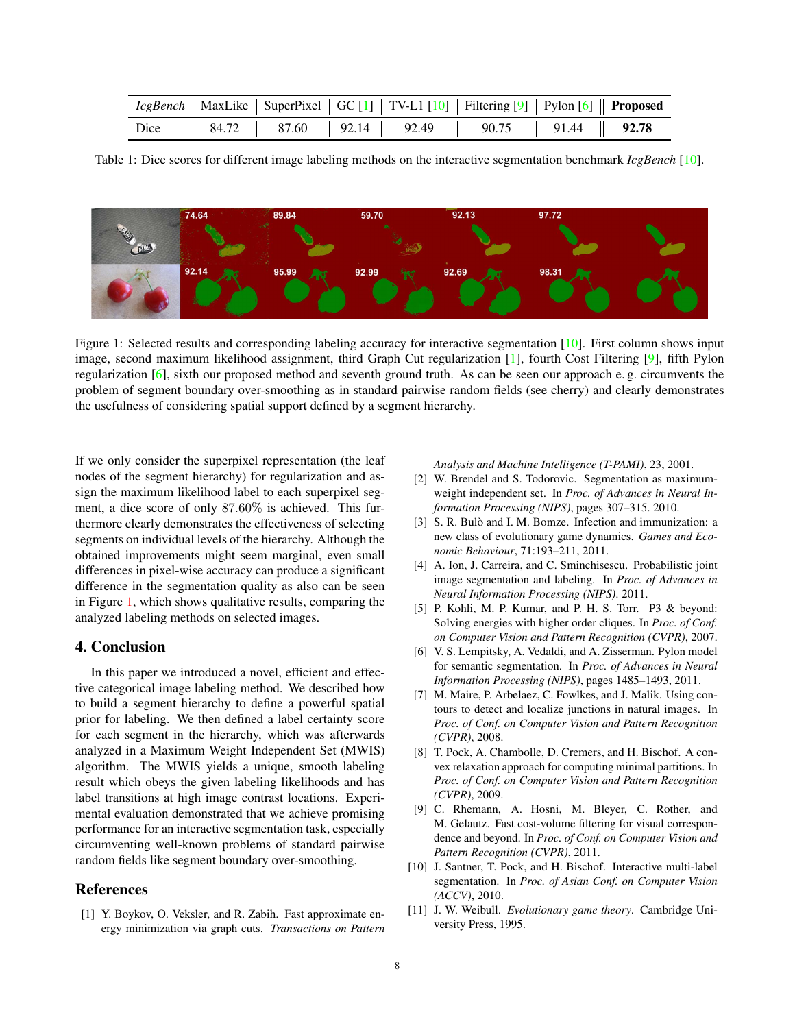| *IcgBench* | MaxLike | SuperPixel | GC [1] | TV-L1 [10] | Filtering [9] | Pylon [6] | **Proposed** |
|---|---|---|---|---|---|---|---|
| Dice | 84.72 | 87.60 | 92.14 | 92.49 | 90.75 | 91.44 | **92.78** |

Table 1: Dice scores for different image labeling methods on the interactive segmentation benchmark *IcgBench* [10].

74.64
89.84
59.70
92.13
97.72

92.14
95.99
92.99
92.69
98.31

Figure 1: Selected results and corresponding labeling accuracy for interactive segmentation [10]. First column shows input image, second maximum likelihood assignment, third Graph Cut regularization [1], fourth Cost Filtering [9], fifth Pylon regularization [6], sixth our proposed method and seventh ground truth. As can be seen our approach e. g. circumvents the problem of segment boundary over-smoothing as in standard pairwise random fields (see cherry) and clearly demonstrates the usefulness of considering spatial support defined by a segment hierarchy.

If we only consider the superpixel representation (the leaf nodes of the segment hierarchy) for regularization and assign the maximum likelihood label to each superpixel segment, a dice score of only $87.60\%$ is achieved. This furthermore clearly demonstrates the effectiveness of selecting segments on individual levels of the hierarchy. Although the obtained improvements might seem marginal, even small differences in pixel-wise accuracy can produce a significant difference in the segmentation quality as also can be seen in Figure 1, which shows qualitative results, comparing the analyzed labeling methods on selected images.

## 4. Conclusion

In this paper we introduced a novel, efficient and effective categorical image labeling method. We described how to build a segment hierarchy to define a powerful spatial prior for labeling. We then defined a label certainty score for each segment in the hierarchy, which was afterwards analyzed in a Maximum Weight Independent Set (MWIS) algorithm. The MWIS yields a unique, smooth labeling result which obeys the given labeling likelihoods and has label transitions at high image contrast locations. Experimental evaluation demonstrated that we achieve promising performance for an interactive segmentation task, especially circumventing well-known problems of standard pairwise random fields like segment boundary over-smoothing.

## References

[1] Y. Boykov, O. Veksler, and R. Zabih. Fast approximate energy minimization via graph cuts. *Transactions on Pattern Analysis and Machine Intelligence (T-PAMI)*, 23, 2001.

[2] W. Brendel and S. Todorovic. Segmentation as maximum-weight independent set. In *Proc. of Advances in Neural Information Processing (NIPS)*, pages 307–315. 2010.

[3] S. R. Bulò and I. M. Bomze. Infection and immunization: a new class of evolutionary game dynamics. *Games and Economic Behaviour*, 71:193–211, 2011.

[4] A. Ion, J. Carreira, and C. Sminchisescu. Probabilistic joint image segmentation and labeling. In *Proc. of Advances in Neural Information Processing (NIPS)*. 2011.

[5] P. Kohli, M. P. Kumar, and P. H. S. Torr. P3 & beyond: Solving energies with higher order cliques. In *Proc. of Conf. on Computer Vision and Pattern Recognition (CVPR)*, 2007.

[6] V. S. Lempitsky, A. Vedaldi, and A. Zisserman. Pylon model for semantic segmentation. In *Proc. of Advances in Neural Information Processing (NIPS)*, pages 1485–1493, 2011.

[7] M. Maire, P. Arbelaez, C. Fowlkes, and J. Malik. Using contours to detect and localize junctions in natural images. In *Proc. of Conf. on Computer Vision and Pattern Recognition (CVPR)*, 2008.

[8] T. Pock, A. Chambolle, D. Cremers, and H. Bischof. A convex relaxation approach for computing minimal partitions. In *Proc. of Conf. on Computer Vision and Pattern Recognition (CVPR)*, 2009.

[9] C. Rhemann, A. Hosni, M. Bleyer, C. Rother, and M. Gelautz. Fast cost-volume filtering for visual correspondence and beyond. In *Proc. of Conf. on Computer Vision and Pattern Recognition (CVPR)*, 2011.

[10] J. Santner, T. Pock, and H. Bischof. Interactive multi-label segmentation. In *Proc. of Asian Conf. on Computer Vision (ACCV)*, 2010.

[11] J. W. Weibull. *Evolutionary game theory*. Cambridge University Press, 1995.